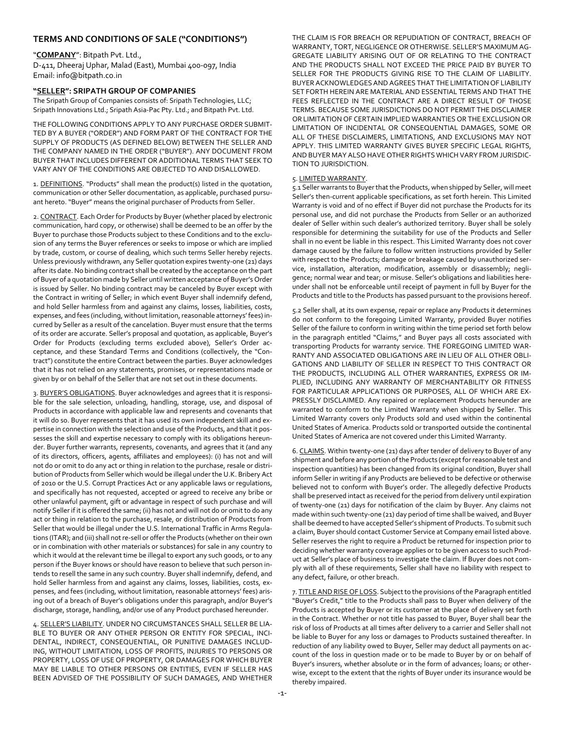## TERMS AND CONDITIONS OF SALE ("CONDITIONS")

"**COMPANY**": Bitpath Pvt. Ltd.,
D-411, Dheeraj Uphar, Malad (East), Mumbai 400-097, India
Email: info@bitpath.co.in

### "SELLER": SRIPATH GROUP OF COMPANIES

The Sripath Group of Companies consists of: Sripath Technologies, LLC; Sripath Innovations Ltd.; Sripath Asia-Pac Pty. Ltd.; and Bitpath Pvt. Ltd.

THE FOLLOWING CONDITIONS APPLY TO ANY PURCHASE ORDER SUBMITTED BY A BUYER ("ORDER") AND FORM PART OF THE CONTRACT FOR THE SUPPLY OF PRODUCTS (AS DEFINED BELOW) BETWEEN THE SELLER AND THE COMPANY NAMED IN THE ORDER ("BUYER"). ANY DOCUMENT FROM BUYER THAT INCLUDES DIFFERENT OR ADDITIONAL TERMS THAT SEEK TO VARY ANY OF THE CONDITIONS ARE OBJECTED TO AND DISALLOWED.

1. DEFINITIONS. "Products" shall mean the product(s) listed in the quotation, communication or other Seller documentation, as applicable, purchased pursuant hereto. "Buyer" means the original purchaser of Products from Seller.

2. CONTRACT. Each Order for Products by Buyer (whether placed by electronic communication, hard copy, or otherwise) shall be deemed to be an offer by the Buyer to purchase those Products subject to these Conditions and to the exclusion of any terms the Buyer references or seeks to impose or which are implied by trade, custom, or course of dealing, which such terms Seller hereby rejects. Unless previously withdrawn, any Seller quotation expires twenty-one (21) days after its date. No binding contract shall be created by the acceptance on the part of Buyer of a quotation made by Seller until written acceptance of Buyer's Order is issued by Seller. No binding contract may be canceled by Buyer except with the Contract in writing of Seller; in which event Buyer shall indemnify defend, and hold Seller harmless from and against any claims, losses, liabilities, costs, expenses, and fees (including, without limitation, reasonable attorneys' fees) incurred by Seller as a result of the cancelation. Buyer must ensure that the terms of its order are accurate. Seller's proposal and quotation, as applicable, Buyer's Order for Products (excluding terms excluded above), Seller's Order acceptance, and these Standard Terms and Conditions (collectively, the "Contract") constitute the entire Contract between the parties. Buyer acknowledges that it has not relied on any statements, promises, or representations made or given by or on behalf of the Seller that are not set out in these documents.

3. BUYER'S OBLIGATIONS. Buyer acknowledges and agrees that it is responsible for the sale selection, unloading, handling, storage, use, and disposal of Products in accordance with applicable law and represents and covenants that it will do so. Buyer represents that it has used its own independent skill and expertise in connection with the selection and use of the Products, and that it possesses the skill and expertise necessary to comply with its obligations hereunder. Buyer further warrants, represents, covenants, and agrees that it (and any of its directors, officers, agents, affiliates and employees): (i) has not and will not do or omit to do any act or thing in relation to the purchase, resale or distribution of Products from Seller which would be illegal under the U.K. Bribery Act of 2010 or the U.S. Corrupt Practices Act or any applicable laws or regulations, and specifically has not requested, accepted or agreed to receive any bribe or other unlawful payment, gift or advantage in respect of such purchase and will notify Seller if it is offered the same; (ii) has not and will not do or omit to do any act or thing in relation to the purchase, resale, or distribution of Products from Seller that would be illegal under the U.S. International Traffic in Arms Regulations (ITAR); and (iii) shall not re-sell or offer the Products (whether on their own or in combination with other materials or substances) for sale in any country to which it would at the relevant time be illegal to export any such goods, or to any person if the Buyer knows or should have reason to believe that such person intends to resell the same in any such country. Buyer shall indemnify, defend, and hold Seller harmless from and against any claims, losses, liabilities, costs, expenses, and fees (including, without limitation, reasonable attorneys' fees) arising out of a breach of Buyer's obligations under this paragraph, and/or Buyer's discharge, storage, handling, and/or use of any Product purchased hereunder.

4. SELLER'S LIABILITY. UNDER NO CIRCUMSTANCES SHALL SELLER BE LIABLE TO BUYER OR ANY OTHER PERSON OR ENTITY FOR SPECIAL, INCIDENTAL, INDIRECT, CONSEQUENTIAL, OR PUNITIVE DAMAGES INCLUDING, WITHOUT LIMITATION, LOSS OF PROFITS, INJURIES TO PERSONS OR PROPERTY, LOSS OF USE OF PROPERTY, OR DAMAGES FOR WHICH BUYER MAY BE LIABLE TO OTHER PERSONS OR ENTITIES, EVEN IF SELLER HAS BEEN ADVISED OF THE POSSIBILITY OF SUCH DAMAGES, AND WHETHER THE CLAIM IS FOR BREACH OR REPUDIATION OF CONTRACT, BREACH OF WARRANTY, TORT, NEGLIGENCE OR OTHERWISE. SELLER'S MAXIMUM AGGREGATE LIABILITY ARISING OUT OF OR RELATING TO THE CONTRACT AND THE PRODUCTS SHALL NOT EXCEED THE PRICE PAID BY BUYER TO SELLER FOR THE PRODUCTS GIVING RISE TO THE CLAIM OF LIABILITY. BUYER ACKNOWLEDGES AND AGREES THAT THE LIMITATION OF LIABILITY SET FORTH HEREIN ARE MATERIAL AND ESSENTIAL TERMS AND THAT THE FEES REFLECTED IN THE CONTRACT ARE A DIRECT RESULT OF THOSE TERMS. BECAUSE SOME JURISDICTIONS DO NOT PERMIT THE DISCLAIMER OR LIMITATION OF CERTAIN IMPLIED WARRANTIES OR THE EXCLUSION OR LIMITATION OF INCIDENTAL OR CONSEQUENTIAL DAMAGES, SOME OR ALL OF THESE DISCLAIMERS, LIMITATIONS, AND EXCLUSIONS MAY NOT APPLY. THIS LIMITED WARRANTY GIVES BUYER SPECIFIC LEGAL RIGHTS, AND BUYER MAY ALSO HAVE OTHER RIGHTS WHICH VARY FROM JURISDICTION TO JURISDICTION.

5. LIMITED WARRANTY.

5.1 Seller warrants to Buyer that the Products, when shipped by Seller, will meet Seller's then-current applicable specifications, as set forth herein. This Limited Warranty is void and of no effect if Buyer did not purchase the Products for its personal use, and did not purchase the Products from Seller or an authorized dealer of Seller within such dealer's authorized territory. Buyer shall be solely responsible for determining the suitability for use of the Products and Seller shall in no event be liable in this respect. This Limited Warranty does not cover damage caused by the failure to follow written instructions provided by Seller with respect to the Products; damage or breakage caused by unauthorized service, installation, alteration, modification, assembly or disassembly; negligence; normal wear and tear; or misuse. Seller's obligations and liabilities hereunder shall not be enforceable until receipt of payment in full by Buyer for the Products and title to the Products has passed pursuant to the provisions hereof.

5.2 Seller shall, at its own expense, repair or replace any Products it determines do not conform to the foregoing Limited Warranty, provided Buyer notifies Seller of the failure to conform in writing within the time period set forth below in the paragraph entitled "Claims," and Buyer pays all costs associated with transporting Products for warranty service. THE FOREGOING LIMITED WARRANTY AND ASSOCIATED OBLIGATIONS ARE IN LIEU OF ALL OTHER OBLIGATIONS AND LIABILITY OF SELLER IN RESPECT TO THIS CONTRACT OR THE PRODUCTS, INCLUDING ALL OTHER WARRANTIES, EXPRESS OR IMPLIED, INCLUDING ANY WARRANTY OF MERCHANTABILITY OR FITNESS FOR PARTICULAR APPLICATIONS OR PURPOSES, ALL OF WHICH ARE EXPRESSLY DISCLAIMED. Any repaired or replacement Products hereunder are warranted to conform to the Limited Warranty when shipped by Seller. This Limited Warranty covers only Products sold and used within the continental United States of America. Products sold or transported outside the continental United States of America are not covered under this Limited Warranty.

6. CLAIMS. Within twenty-one (21) days after tender of delivery to Buyer of any shipment and before any portion of the Products (except for reasonable test and inspection quantities) has been changed from its original condition, Buyer shall inform Seller in writing if any Products are believed to be defective or otherwise believed not to conform with Buyer's order. The allegedly defective Products shall be preserved intact as received for the period from delivery until expiration of twenty-one (21) days for notification of the claim by Buyer. Any claims not made within such twenty-one (21) day period of time shall be waived, and Buyer shall be deemed to have accepted Seller's shipment of Products. To submit such a claim, Buyer should contact Customer Service at Company email listed above. Seller reserves the right to require a Product be returned for inspection prior to deciding whether warranty coverage applies or to be given access to such Product at Seller's place of business to investigate the claim. If Buyer does not comply with all of these requirements, Seller shall have no liability with respect to any defect, failure, or other breach.

7. TITLE AND RISE OF LOSS. Subject to the provisions of the Paragraph entitled "Buyer's Credit," title to the Products shall pass to Buyer when delivery of the Products is accepted by Buyer or its customer at the place of delivery set forth in the Contract. Whether or not title has passed to Buyer, Buyer shall bear the risk of loss of Products at all times after delivery to a carrier and Seller shall not be liable to Buyer for any loss or damages to Products sustained thereafter. In reduction of any liability owed to Buyer, Seller may deduct all payments on account of the loss in question made or to be made to Buyer by or on behalf of Buyer's insurers, whether absolute or in the form of advances; loans; or otherwise, except to the extent that the rights of Buyer under its insurance would be thereby impaired.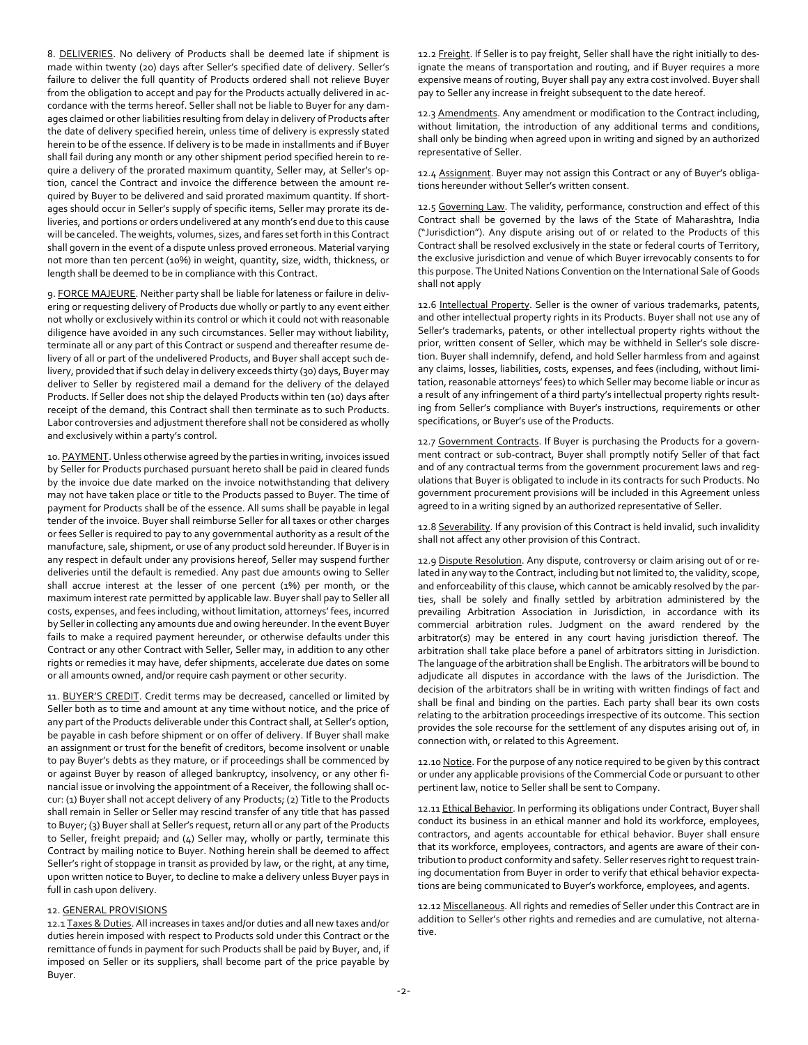8. DELIVERIES. No delivery of Products shall be deemed late if shipment is made within twenty (20) days after Seller's specified date of delivery. Seller's failure to deliver the full quantity of Products ordered shall not relieve Buyer from the obligation to accept and pay for the Products actually delivered in accordance with the terms hereof. Seller shall not be liable to Buyer for any damages claimed or other liabilities resulting from delay in delivery of Products after the date of delivery specified herein, unless time of delivery is expressly stated herein to be of the essence. If delivery is to be made in installments and if Buyer shall fail during any month or any other shipment period specified herein to require a delivery of the prorated maximum quantity, Seller may, at Seller's option, cancel the Contract and invoice the difference between the amount required by Buyer to be delivered and said prorated maximum quantity. If shortages should occur in Seller's supply of specific items, Seller may prorate its deliveries, and portions or orders undelivered at any month's end due to this cause will be canceled. The weights, volumes, sizes, and fares set forth in this Contract shall govern in the event of a dispute unless proved erroneous. Material varying not more than ten percent (10%) in weight, quantity, size, width, thickness, or length shall be deemed to be in compliance with this Contract.

9. FORCE MAJEURE. Neither party shall be liable for lateness or failure in delivering or requesting delivery of Products due wholly or partly to any event either not wholly or exclusively within its control or which it could not with reasonable diligence have avoided in any such circumstances. Seller may without liability, terminate all or any part of this Contract or suspend and thereafter resume delivery of all or part of the undelivered Products, and Buyer shall accept such delivery, provided that if such delay in delivery exceeds thirty (30) days, Buyer may deliver to Seller by registered mail a demand for the delivery of the delayed Products. If Seller does not ship the delayed Products within ten (10) days after receipt of the demand, this Contract shall then terminate as to such Products. Labor controversies and adjustment therefore shall not be considered as wholly and exclusively within a party's control.

10. PAYMENT. Unless otherwise agreed by the parties in writing, invoices issued by Seller for Products purchased pursuant hereto shall be paid in cleared funds by the invoice due date marked on the invoice notwithstanding that delivery may not have taken place or title to the Products passed to Buyer. The time of payment for Products shall be of the essence. All sums shall be payable in legal tender of the invoice. Buyer shall reimburse Seller for all taxes or other charges or fees Seller is required to pay to any governmental authority as a result of the manufacture, sale, shipment, or use of any product sold hereunder. If Buyer is in any respect in default under any provisions hereof, Seller may suspend further deliveries until the default is remedied. Any past due amounts owing to Seller shall accrue interest at the lesser of one percent (1%) per month, or the maximum interest rate permitted by applicable law. Buyer shall pay to Seller all costs, expenses, and fees including, without limitation, attorneys' fees, incurred by Seller in collecting any amounts due and owing hereunder. In the event Buyer fails to make a required payment hereunder, or otherwise defaults under this Contract or any other Contract with Seller, Seller may, in addition to any other rights or remedies it may have, defer shipments, accelerate due dates on some or all amounts owned, and/or require cash payment or other security.

11. BUYER'S CREDIT. Credit terms may be decreased, cancelled or limited by Seller both as to time and amount at any time without notice, and the price of any part of the Products deliverable under this Contract shall, at Seller's option, be payable in cash before shipment or on offer of delivery. If Buyer shall make an assignment or trust for the benefit of creditors, become insolvent or unable to pay Buyer's debts as they mature, or if proceedings shall be commenced by or against Buyer by reason of alleged bankruptcy, insolvency, or any other financial issue or involving the appointment of a Receiver, the following shall occur: (1) Buyer shall not accept delivery of any Products; (2) Title to the Products shall remain in Seller or Seller may rescind transfer of any title that has passed to Buyer; (3) Buyer shall at Seller's request, return all or any part of the Products to Seller, freight prepaid; and (4) Seller may, wholly or partly, terminate this Contract by mailing notice to Buyer. Nothing herein shall be deemed to affect Seller's right of stoppage in transit as provided by law, or the right, at any time, upon written notice to Buyer, to decline to make a delivery unless Buyer pays in full in cash upon delivery.

12. GENERAL PROVISIONS

12.1 Taxes & Duties. All increases in taxes and/or duties and all new taxes and/or duties herein imposed with respect to Products sold under this Contract or the remittance of funds in payment for such Products shall be paid by Buyer, and, if imposed on Seller or its suppliers, shall become part of the price payable by Buyer.

12.2 Freight. If Seller is to pay freight, Seller shall have the right initially to designate the means of transportation and routing, and if Buyer requires a more expensive means of routing, Buyer shall pay any extra cost involved. Buyer shall pay to Seller any increase in freight subsequent to the date hereof.

12.3 Amendments. Any amendment or modification to the Contract including, without limitation, the introduction of any additional terms and conditions, shall only be binding when agreed upon in writing and signed by an authorized representative of Seller.

12.4 Assignment. Buyer may not assign this Contract or any of Buyer's obligations hereunder without Seller's written consent.

12.5 Governing Law. The validity, performance, construction and effect of this Contract shall be governed by the laws of the State of Maharashtra, India ("Jurisdiction"). Any dispute arising out of or related to the Products of this Contract shall be resolved exclusively in the state or federal courts of Territory, the exclusive jurisdiction and venue of which Buyer irrevocably consents to for this purpose. The United Nations Convention on the International Sale of Goods shall not apply

12.6 Intellectual Property. Seller is the owner of various trademarks, patents, and other intellectual property rights in its Products. Buyer shall not use any of Seller's trademarks, patents, or other intellectual property rights without the prior, written consent of Seller, which may be withheld in Seller's sole discretion. Buyer shall indemnify, defend, and hold Seller harmless from and against any claims, losses, liabilities, costs, expenses, and fees (including, without limitation, reasonable attorneys' fees) to which Seller may become liable or incur as a result of any infringement of a third party's intellectual property rights resulting from Seller's compliance with Buyer's instructions, requirements or other specifications, or Buyer's use of the Products.

12.7 Government Contracts. If Buyer is purchasing the Products for a government contract or sub-contract, Buyer shall promptly notify Seller of that fact and of any contractual terms from the government procurement laws and regulations that Buyer is obligated to include in its contracts for such Products. No government procurement provisions will be included in this Agreement unless agreed to in a writing signed by an authorized representative of Seller.

12.8 Severability. If any provision of this Contract is held invalid, such invalidity shall not affect any other provision of this Contract.

12.9 Dispute Resolution. Any dispute, controversy or claim arising out of or related in any way to the Contract, including but not limited to, the validity, scope, and enforceability of this clause, which cannot be amicably resolved by the parties, shall be solely and finally settled by arbitration administered by the prevailing Arbitration Association in Jurisdiction, in accordance with its commercial arbitration rules. Judgment on the award rendered by the arbitrator(s) may be entered in any court having jurisdiction thereof. The arbitration shall take place before a panel of arbitrators sitting in Jurisdiction. The language of the arbitration shall be English. The arbitrators will be bound to adjudicate all disputes in accordance with the laws of the Jurisdiction. The decision of the arbitrators shall be in writing with written findings of fact and shall be final and binding on the parties. Each party shall bear its own costs relating to the arbitration proceedings irrespective of its outcome. This section provides the sole recourse for the settlement of any disputes arising out of, in connection with, or related to this Agreement.

12.10 Notice. For the purpose of any notice required to be given by this contract or under any applicable provisions of the Commercial Code or pursuant to other pertinent law, notice to Seller shall be sent to Company.

12.11 Ethical Behavior. In performing its obligations under Contract, Buyer shall conduct its business in an ethical manner and hold its workforce, employees, contractors, and agents accountable for ethical behavior. Buyer shall ensure that its workforce, employees, contractors, and agents are aware of their contribution to product conformity and safety. Seller reserves right to request training documentation from Buyer in order to verify that ethical behavior expectations are being communicated to Buyer's workforce, employees, and agents.

12.12 Miscellaneous. All rights and remedies of Seller under this Contract are in addition to Seller's other rights and remedies and are cumulative, not alternative.